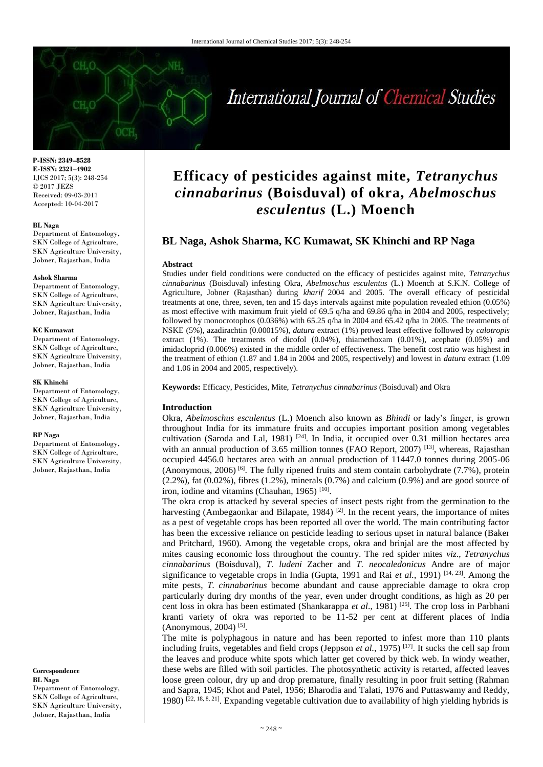# Efficacy of pesticides against mite, *Tetranychus cinnabarinus* (Boisduval) of okra, *Abelmoschus esculentus* (L.) Moench

**BL Naga, Ashok Sharma, KC Kumawat, SK Khinchi and RP Naga**

**P-ISSN: 2349–8528**
**E-ISSN: 2321–4902**
IJCS 2017; 5(3): 248-254
© 2017 JEZS
Received: 09-03-2017
Accepted: 10-04-2017

**BL Naga**
Department of Entomology, SKN College of Agriculture, SKN Agriculture University, Jobner, Rajasthan, India

**Ashok Sharma**
Department of Entomology, SKN College of Agriculture, SKN Agriculture University, Jobner, Rajasthan, India

**KC Kumawat**
Department of Entomology, SKN College of Agriculture, SKN Agriculture University, Jobner, Rajasthan, India

**SK Khinchi**
Department of Entomology, SKN College of Agriculture, SKN Agriculture University, Jobner, Rajasthan, India

**RP Naga**
Department of Entomology, SKN College of Agriculture, SKN Agriculture University, Jobner, Rajasthan, India

**Correspondence**
**BL Naga**
Department of Entomology, SKN College of Agriculture, SKN Agriculture University, Jobner, Rajasthan, India

## Abstract

Studies under field conditions were conducted on the efficacy of pesticides against mite, *Tetranychus cinnabarinus* (Boisduval) infesting Okra, *Abelmoschus esculentus* (L.) Moench at S.K.N. College of Agriculture, Jobner (Rajasthan) during *kharif* 2004 and 2005. The overall efficacy of pesticidal treatments at one, three, seven, ten and 15 days intervals against mite population revealed ethion (0.05%) as most effective with maximum fruit yield of 69.5 q/ha and 69.86 q/ha in 2004 and 2005, respectively; followed by monocrotophos (0.036%) with 65.25 q/ha in 2004 and 65.42 q/ha in 2005. The treatments of NSKE (5%), azadirachtin (0.00015%), *datura* extract (1%) proved least effective followed by *calotropis* extract (1%). The treatments of dicofol (0.04%), thiamethoxam (0.01%), acephate (0.05%) and imidacloprid (0.006%) existed in the middle order of effectiveness. The benefit cost ratio was highest in the treatment of ethion (1.87 and 1.84 in 2004 and 2005, respectively) and lowest in *datura* extract (1.09 and 1.06 in 2004 and 2005, respectively).

**Keywords:** Efficacy, Pesticides, Mite, *Tetranychus cinnabarinus* (Boisduval) and Okra

## Introduction

Okra, *Abelmoschus esculentus* (L.) Moench also known as *Bhindi* or lady's finger, is grown throughout India for its immature fruits and occupies important position among vegetables cultivation (Saroda and Lal, 1981) [24]. In India, it occupied over 0.31 million hectares area with an annual production of 3.65 million tonnes (FAO Report, 2007) [13], whereas, Rajasthan occupied 4456.0 hectares area with an annual production of 11447.0 tonnes during 2005-06 (Anonymous, 2006) [6]. The fully ripened fruits and stem contain carbohydrate (7.7%), protein (2.2%), fat (0.02%), fibres (1.2%), minerals (0.7%) and calcium (0.9%) and are good source of iron, iodine and vitamins (Chauhan, 1965) [10].

The okra crop is attacked by several species of insect pests right from the germination to the harvesting (Ambegaonkar and Bilapate, 1984) [2]. In the recent years, the importance of mites as a pest of vegetable crops has been reported all over the world. The main contributing factor has been the excessive reliance on pesticide leading to serious upset in natural balance (Baker and Pritchard, 1960). Among the vegetable crops, okra and brinjal are the most affected by mites causing economic loss throughout the country. The red spider mites *viz*., *Tetranychus cinnabarinus* (Boisduval), *T. ludeni* Zacher and *T. neocaledonicus* Andre are of major significance to vegetable crops in India (Gupta, 1991 and Rai *et al.*, 1991) [14, 23]. Among the mite pests, *T. cinnabarinus* become abundant and cause appreciable damage to okra crop particularly during dry months of the year, even under drought conditions, as high as 20 per cent loss in okra has been estimated (Shankarappa *et al*., 1981) [25]. The crop loss in Parbhani kranti variety of okra was reported to be 11-52 per cent at different places of India (Anonymous, 2004) [5].

The mite is polyphagous in nature and has been reported to infest more than 110 plants including fruits, vegetables and field crops (Jeppson *et al.*, 1975) [17]. It sucks the cell sap from the leaves and produce white spots which latter get covered by thick web. In windy weather, these webs are filled with soil particles. The photosynthetic activity is retarted, affected leaves loose green colour, dry up and drop premature, finally resulting in poor fruit setting (Rahman and Sapra, 1945; Khot and Patel, 1956; Bharodia and Talati, 1976 and Puttaswamy and Reddy, 1980) [22, 18, 8, 21]. Expanding vegetable cultivation due to availability of high yielding hybrids is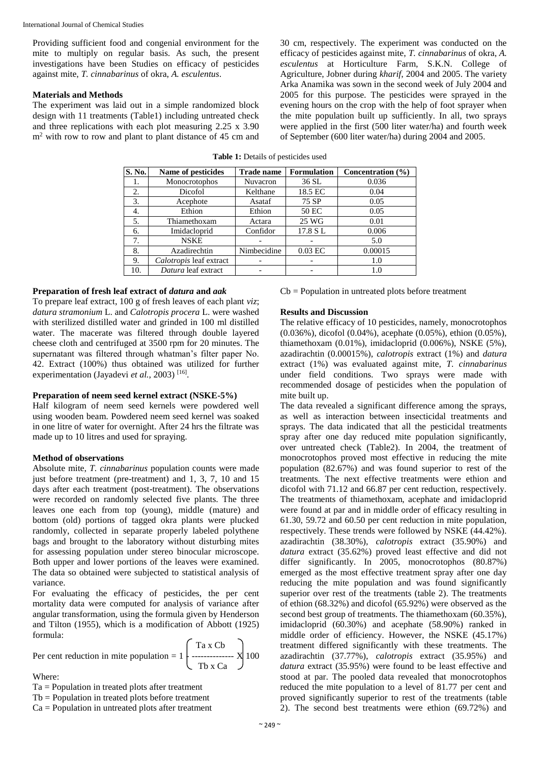Providing sufficient food and congenial environment for the mite to multiply on regular basis. As such, the present investigations have been Studies on efficacy of pesticides against mite, *T. cinnabarinus* of okra, *A. esculentus*.

## Materials and Methods

The experiment was laid out in a simple randomized block design with 11 treatments (Table1) including untreated check and three replications with each plot measuring 2.25 x 3.90 $m^2$ with row to row and plant to plant distance of 45 cm and 30 cm, respectively. The experiment was conducted on the efficacy of pesticides against mite, *T. cinnabarinus* of okra, *A. esculentus* at Horticulture Farm, S.K.N. College of Agriculture, Jobner during *kharif*, 2004 and 2005. The variety Arka Anamika was sown in the second week of July 2004 and 2005 for this purpose. The pesticides were sprayed in the evening hours on the crop with the help of foot sprayer when the mite population built up sufficiently. In all, two sprays were applied in the first (500 liter water/ha) and fourth week of September (600 liter water/ha) during 2004 and 2005.

**Table 1:** Details of pesticides used

| S. No. | Name of pesticides | Trade name | Formulation | Concentration (%) |
|---|---|---|---|---|
| 1. | Monocrotophos | Nuvacron | 36 SL | 0.036 |
| 2. | Dicofol | Kelthane | 18.5 EC | 0.04 |
| 3. | Acephote | Asataf | 75 SP | 0.05 |
| 4. | Ethion | Ethion | 50 EC | 0.05 |
| 5. | Thiamethoxam | Actara | 25 WG | 0.01 |
| 6. | Imidacloprid | Confidor | 17.8 S L | 0.006 |
| 7. | NSKE | - | - | 5.0 |
| 8. | Azadirechtin | Nimbecidine | 0.03 EC | 0.00015 |
| 9. | *Calotropis* leaf extract | - | - | 1.0 |
| 10. | *Datura* leaf extract | - | - | 1.0 |

### Preparation of fresh leaf extract of *datura* and *aak*

To prepare leaf extract, 100 g of fresh leaves of each plant *viz*; *datura stramonium* L. and *Calotropis procera* L. were washed with sterilized distilled water and grinded in 100 ml distilled water. The macerate was filtered through double layered cheese cloth and centrifuged at 3500 rpm for 20 minutes. The supernatant was filtered through whatman's filter paper No. 42. Extract (100%) thus obtained was utilized for further experimentation (Jayadevi *et al.*, 2003) [16].

### Preparation of neem seed kernel extract (NSKE-5%)

Half kilogram of neem seed kernels were powdered well using wooden beam. Powdered neem seed kernel was soaked in one litre of water for overnight. After 24 hrs the filtrate was made up to 10 litres and used for spraying.

### Method of observations

Absolute mite, *T. cinnabarinus* population counts were made just before treatment (pre-treatment) and 1, 3, 7, 10 and 15 days after each treatment (post-treatment). The observations were recorded on randomly selected five plants. The three leaves one each from top (young), middle (mature) and bottom (old) portions of tagged okra plants were plucked randomly, collected in separate properly labeled polythene bags and brought to the laboratory without disturbing mites for assessing population under stereo binocular microscope. Both upper and lower portions of the leaves were examined. The data so obtained were subjected to statistical analysis of variance.

For evaluating the efficacy of pesticides, the per cent mortality data were computed for analysis of variance after angular transformation, using the formula given by Henderson and Tilton (1955), which is a modification of Abbott (1925) formula:

$$\text{Per cent reduction in mite population} = 1 - \left( \frac{\text{Ta x Cb}}{\text{Tb x Ca}} \right) \text{X } 100$$

Where:

Ta = Population in treated plots after treatment  
Tb = Population in treated plots before treatment  
Ca = Population in untreated plots after treatment  
Cb = Population in untreated plots before treatment

## Results and Discussion

The relative efficacy of 10 pesticides, namely, monocrotophos (0.036%), dicofol (0.04%), acephate (0.05%), ethion (0.05%), thiamethoxam (0.01%), imidacloprid (0.006%), NSKE (5%), azadirachtin (0.00015%), *calotropis* extract (1%) and *datura* extract (1%) was evaluated against mite, *T. cinnabarinus* under field conditions. Two sprays were made with recommended dosage of pesticides when the population of mite built up.

The data revealed a significant difference among the sprays, as well as interaction between insecticidal treatments and sprays. The data indicated that all the pesticidal treatments spray after one day reduced mite population significantly, over untreated check (Table2). In 2004, the treatment of monocrotophos proved most effective in reducing the mite population (82.67%) and was found superior to rest of the treatments. The next effective treatments were ethion and dicofol with 71.12 and 66.87 per cent reduction, respectively. The treatments of thiamethoxam, acephate and imidacloprid were found at par and in middle order of efficacy resulting in 61.30, 59.72 and 60.50 per cent reduction in mite population, respectively. These trends were followed by NSKE (44.42%). azadirachtin (38.30%), *calotropis* extract (35.90%) and *datura* extract (35.62%) proved least effective and did not differ significantly. In 2005, monocrotophos (80.87%) emerged as the most effective treatment spray after one day reducing the mite population and was found significantly superior over rest of the treatments (table 2). The treatments of ethion (68.32%) and dicofol (65.92%) were observed as the second best group of treatments. The thiamethoxam (60.35%), imidacloprid (60.30%) and acephate (58.90%) ranked in middle order of efficiency. However, the NSKE (45.17%) treatment differed significantly with these treatments. The azadirachtin (37.77%), *calotropis* extract (35.95%) and *datura* extract (35.95%) were found to be least effective and stood at par. The pooled data revealed that monocrotophos reduced the mite population to a level of 81.77 per cent and proved significantly superior to rest of the treatments (table 2). The second best treatments were ethion (69.72%) and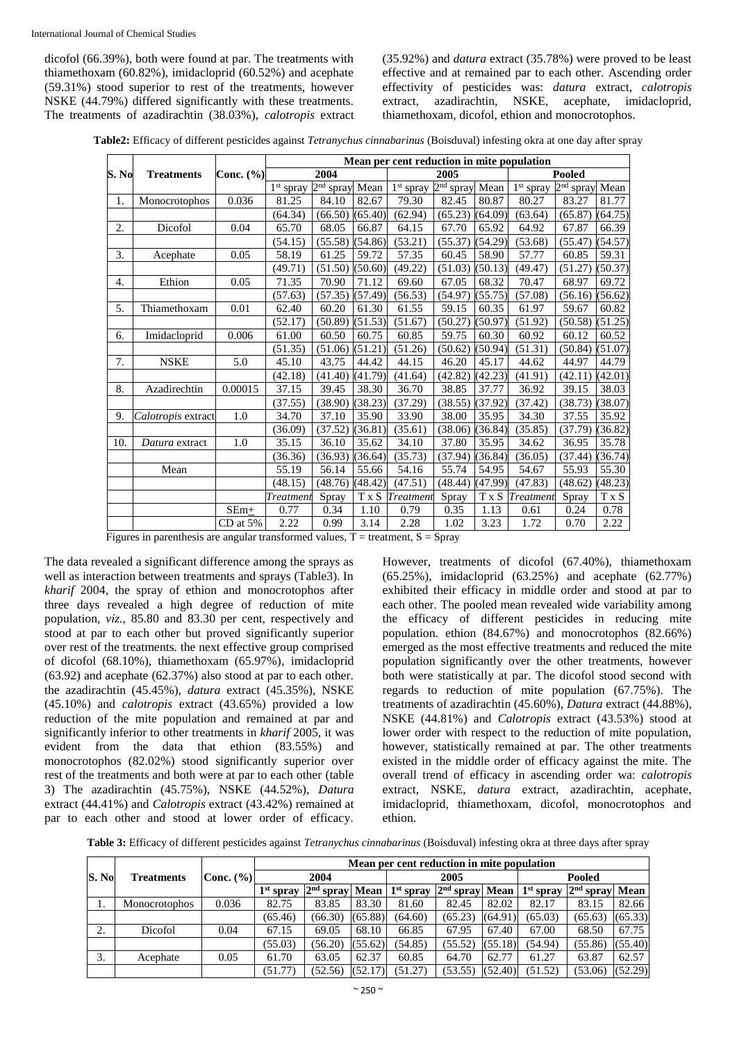dicofol (66.39%), both were found at par. The treatments with thiamethoxam (60.82%), imidacloprid (60.52%) and acephate (59.31%) stood superior to rest of the treatments, however NSKE (44.79%) differed significantly with these treatments. The treatments of azadirachtin (38.03%), *calotropis* extract (35.92%) and *datura* extract (35.78%) were proved to be least effective and at remained par to each other. Ascending order effectivity of pesticides was: *datura* extract, *calotropis* extract, azadirachtin, NSKE, acephate, imidacloprid, thiamethoxam, dicofol, ethion and monocrotophos.

**Table2:** Efficacy of different pesticides against *Tetranychus cinnabarinus* (Boisduval) infesting okra at one day after spray

| S. No | Treatments | Conc. (%) | Mean per cent reduction in mite population | | | | | | | | |
|---|---|---|---|---|---|---|---|---|---|---|---|
| | | | 2004 | | | 2005 | | | Pooled | | |
| | | | 1st spray | 2nd spray | Mean | 1st spray | 2nd spray | Mean | 1st spray | 2nd spray | Mean |
| 1. | Monocrotophos | 0.036 | 81.25 | 84.10 | 82.67 | 79.30 | 82.45 | 80.87 | 80.27 | 83.27 | 81.77 |
| | | | (64.34) | (66.50) | (65.40) | (62.94) | (65.23) | (64.09) | (63.64) | (65.87) | (64.75) |
| 2. | Dicofol | 0.04 | 65.70 | 68.05 | 66.87 | 64.15 | 67.70 | 65.92 | 64.92 | 67.87 | 66.39 |
| | | | (54.15) | (55.58) | (54.86) | (53.21) | (55.37) | (54.29) | (53.68) | (55.47) | (54.57) |
| 3. | Acephate | 0.05 | 58.19 | 61.25 | 59.72 | 57.35 | 60.45 | 58.90 | 57.77 | 60.85 | 59.31 |
| | | | (49.71) | (51.50) | (50.60) | (49.22) | (51.03) | (50.13) | (49.47) | (51.27) | (50.37) |
| 4. | Ethion | 0.05 | 71.35 | 70.90 | 71.12 | 69.60 | 67.05 | 68.32 | 70.47 | 68.97 | 69.72 |
| | | | (57.63) | (57.35) | (57.49) | (56.53) | (54.97) | (55.75) | (57.08) | (56.16) | (56.62) |
| 5. | Thiamethoxam | 0.01 | 62.40 | 60.20 | 61.30 | 61.55 | 59.15 | 60.35 | 61.97 | 59.67 | 60.82 |
| | | | (52.17) | (50.89) | (51.53) | (51.67) | (50.27) | (50.97) | (51.92) | (50.58) | (51.25) |
| 6. | Imidacloprid | 0.006 | 61.00 | 60.50 | 60.75 | 60.85 | 59.75 | 60.30 | 60.92 | 60.12 | 60.52 |
| | | | (51.35) | (51.06) | (51.21) | (51.26) | (50.62) | (50.94) | (51.31) | (50.84) | (51.07) |
| 7. | NSKE | 5.0 | 45.10 | 43.75 | 44.42 | 44.15 | 46.20 | 45.17 | 44.62 | 44.97 | 44.79 |
| | | | (42.18) | (41.40) | (41.79) | (41.64) | (42.82) | (42.23) | (41.91) | (42.11) | (42.01) |
| 8. | Azadirechtin | 0.00015 | 37.15 | 39.45 | 38.30 | 36.70 | 38.85 | 37.77 | 36.92 | 39.15 | 38.03 |
| | | | (37.55) | (38.90) | (38.23) | (37.29) | (38.55) | (37.92) | (37.42) | (38.73) | (38.07) |
| 9. | *Calotropis* extract | 1.0 | 34.70 | 37.10 | 35.90 | 33.90 | 38.00 | 35.95 | 34.30 | 37.55 | 35.92 |
| | | | (36.09) | (37.52) | (36.81) | (35.61) | (38.06) | (36.84) | (35.85) | (37.79) | (36.82) |
| 10. | *Datura* extract | 1.0 | 35.15 | 36.10 | 35.62 | 34.10 | 37.80 | 35.95 | 34.62 | 36.95 | 35.78 |
| | | | (36.36) | (36.93) | (36.64) | (35.73) | (37.94) | (36.84) | (36.05) | (37.44) | (36.74) |
| | Mean | | 55.19 | 56.14 | 55.66 | 54.16 | 55.74 | 54.95 | 54.67 | 55.93 | 55.30 |
| | | | (48.15) | (48.76) | (48.42) | (47.51) | (48.44) | (47.99) | (47.83) | (48.62) | (48.23) |
| | | | *Treatment* | Spray | T x S | *Treatment* | Spray | T x S | *Treatment* | Spray | T x S |
| | | SEm+ | 0.77 | 0.34 | 1.10 | 0.79 | 0.35 | 1.13 | 0.61 | 0.24 | 0.78 |
| | | CD at 5% | 2.22 | 0.99 | 3.14 | 2.28 | 1.02 | 3.23 | 1.72 | 0.70 | 2.22 |

Figures in parenthesis are angular transformed values, T = treatment, S = Spray

The data revealed a significant difference among the sprays as well as interaction between treatments and sprays (Table3). In *kharif* 2004, the spray of ethion and monocrotophos after three days revealed a high degree of reduction of mite population, *viz.*, 85.80 and 83.30 per cent, respectively and stood at par to each other but proved significantly superior over rest of the treatments. the next effective group comprised of dicofol (68.10%), thiamethoxam (65.97%), imidacloprid (63.92) and acephate (62.37%) also stood at par to each other. the azadirachtin (45.45%), *datura* extract (45.35%), NSKE (45.10%) and *calotropis* extract (43.65%) provided a low reduction of the mite population and remained at par and significantly inferior to other treatments in *kharif* 2005, it was evident from the data that ethion (83.55%) and monocrotophos (82.02%) stood significantly superior over rest of the treatments and both were at par to each other (table 3) The azadirachtin (45.75%), NSKE (44.52%), *Datura* extract (44.41%) and *Calotropis* extract (43.42%) remained at par to each other and stood at lower order of efficacy. However, treatments of dicofol (67.40%), thiamethoxam (65.25%), imidacloprid (63.25%) and acephate (62.77%) exhibited their efficacy in middle order and stood at par to each other. The pooled mean revealed wide variability among the efficacy of different pesticides in reducing mite population. ethion (84.67%) and monocrotophos (82.66%) emerged as the most effective treatments and reduced the mite population significantly over the other treatments, however both were statistically at par. The dicofol stood second with regards to reduction of mite population (67.75%). The treatments of azadirachtin (45.60%), *Datura* extract (44.88%), NSKE (44.81%) and *Calotropis* extract (43.53%) stood at lower order with respect to the reduction of mite population, however, statistically remained at par. The other treatments existed in the middle order of efficacy against the mite. The overall trend of efficacy in ascending order wa: *calotropis* extract, NSKE, *datura* extract, azadirachtin, acephate, imidacloprid, thiamethoxam, dicofol, monocrotophos and ethion.

**Table 3:** Efficacy of different pesticides against *Tetranychus cinnabarinus* (Boisduval) infesting okra at three days after spray

| S. No | Treatments | Conc. (%) | Mean per cent reduction in mite population | | | | | | | | |
|---|---|---|---|---|---|---|---|---|---|---|---|
| | | | 2004 | | | 2005 | | | Pooled | | |
| | | | 1st spray | 2nd spray | Mean | 1st spray | 2nd spray | Mean | 1st spray | 2nd spray | Mean |
| 1. | Monocrotophos | 0.036 | 82.75 | 83.85 | 83.30 | 81.60 | 82.45 | 82.02 | 82.17 | 83.15 | 82.66 |
| | | | (65.46) | (66.30) | (65.88) | (64.60) | (65.23) | (64.91) | (65.03) | (65.63) | (65.33) |
| 2. | Dicofol | 0.04 | 67.15 | 69.05 | 68.10 | 66.85 | 67.95 | 67.40 | 67.00 | 68.50 | 67.75 |
| | | | (55.03) | (56.20) | (55.62) | (54.85) | (55.52) | (55.18) | (54.94) | (55.86) | (55.40) |
| 3. | Acephate | 0.05 | 61.70 | 63.05 | 62.37 | 60.85 | 64.70 | 62.77 | 61.27 | 63.87 | 62.57 |
| | | | (51.77) | (52.56) | (52.17) | (51.27) | (53.55) | (52.40) | (51.52) | (53.06) | (52.29) |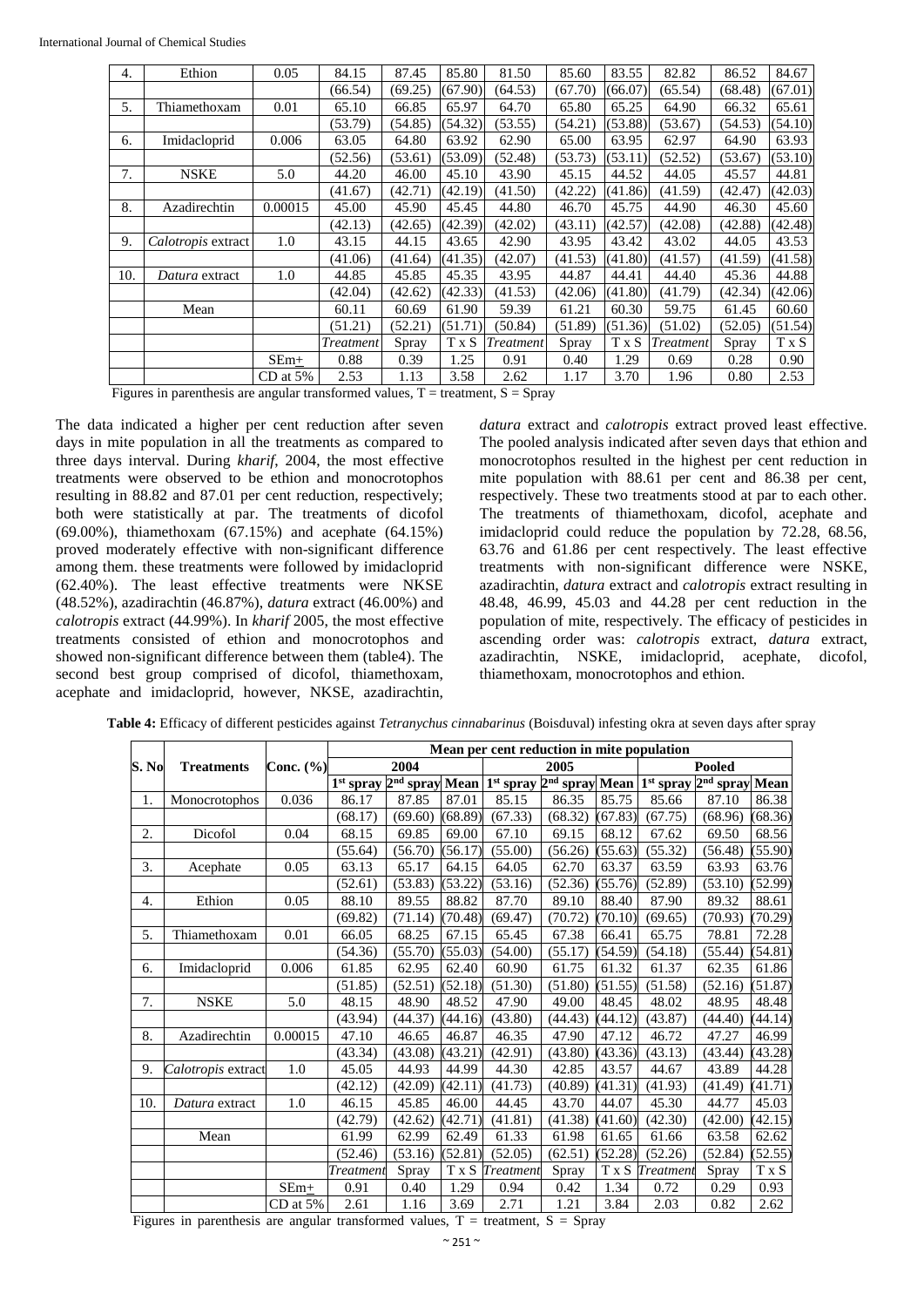| 4. | Ethion | 0.05 | 84.15 | 87.45 | 85.80 | 81.50 | 85.60 | 83.55 | 82.82 | 86.52 | 84.67 |
|---|---|---|---|---|---|---|---|---|---|---|---|
| | | | (66.54) | (69.25) | (67.90) | (64.53) | (67.70) | (66.07) | (65.54) | (68.48) | (67.01) |
| 5. | Thiamethoxam | 0.01 | 65.10 | 66.85 | 65.97 | 64.70 | 65.80 | 65.25 | 64.90 | 66.32 | 65.61 |
| | | | (53.79) | (54.85) | (54.32) | (53.55) | (54.21) | (53.88) | (53.67) | (54.53) | (54.10) |
| 6. | Imidacloprid | 0.006 | 63.05 | 64.80 | 63.92 | 62.90 | 65.00 | 63.95 | 62.97 | 64.90 | 63.93 |
| | | | (52.56) | (53.61) | (53.09) | (52.48) | (53.73) | (53.11) | (52.52) | (53.67) | (53.10) |
| 7. | NSKE | 5.0 | 44.20 | 46.00 | 45.10 | 43.90 | 45.15 | 44.52 | 44.05 | 45.57 | 44.81 |
| | | | (41.67) | (42.71) | (42.19) | (41.50) | (42.22) | (41.86) | (41.59) | (42.47) | (42.03) |
| 8. | Azadirechtin | 0.00015 | 45.00 | 45.90 | 45.45 | 44.80 | 46.70 | 45.75 | 44.90 | 46.30 | 45.60 |
| | | | (42.13) | (42.65) | (42.39) | (42.02) | (43.11) | (42.57) | (42.08) | (42.88) | (42.48) |
| 9. | *Calotropis* extract | 1.0 | 43.15 | 44.15 | 43.65 | 42.90 | 43.95 | 43.42 | 43.02 | 44.05 | 43.53 |
| | | | (41.06) | (41.64) | (41.35) | (42.07) | (41.53) | (41.80) | (41.57) | (41.59) | (41.58) |
| 10. | *Datura* extract | 1.0 | 44.85 | 45.85 | 45.35 | 43.95 | 44.87 | 44.41 | 44.40 | 45.36 | 44.88 |
| | | | (42.04) | (42.62) | (42.33) | (41.53) | (42.06) | (41.80) | (41.79) | (42.34) | (42.06) |
| | Mean | | 60.11 | 60.69 | 61.90 | 59.39 | 61.21 | 60.30 | 59.75 | 61.45 | 60.60 |
| | | | (51.21) | (52.21) | (51.71) | (50.84) | (51.89) | (51.36) | (51.02) | (52.05) | (51.54) |
| | | | *Treatment* | Spray | T x S | *Treatment* | Spray | T x S | *Treatment* | Spray | T x S |
| | | SEm± | 0.88 | 0.39 | 1.25 | 0.91 | 0.40 | 1.29 | 0.69 | 0.28 | 0.90 |
| | | CD at 5% | 2.53 | 1.13 | 3.58 | 2.62 | 1.17 | 3.70 | 1.96 | 0.80 | 2.53 |

Figures in parenthesis are angular transformed values, T = treatment, S = Spray

The data indicated a higher per cent reduction after seven days in mite population in all the treatments as compared to three days interval. During *kharif*, 2004, the most effective treatments were observed to be ethion and monocrotophos resulting in 88.82 and 87.01 per cent reduction, respectively; both were statistically at par. The treatments of dicofol (69.00%), thiamethoxam (67.15%) and acephate (64.15%) proved moderately effective with non-significant difference among them. these treatments were followed by imidacloprid (62.40%). The least effective treatments were NKSE (48.52%), azadirachtin (46.87%), *datura* extract (46.00%) and *calotropis* extract (44.99%). In *kharif* 2005, the most effective treatments consisted of ethion and monocrotophos and showed non-significant difference between them (table4). The second best group comprised of dicofol, thiamethoxam, acephate and imidacloprid, however, NKSE, azadirachtin, *datura* extract and *calotropis* extract proved least effective. The pooled analysis indicated after seven days that ethion and monocrotophos resulted in the highest per cent reduction in mite population with 88.61 per cent and 86.38 per cent, respectively. These two treatments stood at par to each other. The treatments of thiamethoxam, dicofol, acephate and imidacloprid could reduce the population by 72.28, 68.56, 63.76 and 61.86 per cent respectively. The least effective treatments with non-significant difference were NSKE, azadirachtin, *datura* extract and *calotropis* extract resulting in 48.48, 46.99, 45.03 and 44.28 per cent reduction in the population of mite, respectively. The efficacy of pesticides in ascending order was: *calotropis* extract, *datura* extract, azadirachtin, NSKE, imidacloprid, acephate, dicofol, thiamethoxam, monocrotophos and ethion.

**Table 4:** Efficacy of different pesticides against *Tetranychus cinnabarinus* (Boisduval) infesting okra at seven days after spray

| S. No | Treatments | Conc. (%) | Mean per cent reduction in mite population | | | | | | | | |
|---|---|---|---|---|---|---|---|---|---|---|---|
| | | | 2004 | | | 2005 | | | Pooled | | |
| | | | 1st spray | 2nd spray | Mean | 1st spray | 2nd spray | Mean | 1st spray | 2nd spray | Mean |
| 1. | Monocrotophos | 0.036 | 86.17 | 87.85 | 87.01 | 85.15 | 86.35 | 85.75 | 85.66 | 87.10 | 86.38 |
| | | | (68.17) | (69.60) | (68.89) | (67.33) | (68.32) | (67.83) | (67.75) | (68.96) | (68.36) |
| 2. | Dicofol | 0.04 | 68.15 | 69.85 | 69.00 | 67.10 | 69.15 | 68.12 | 67.62 | 69.50 | 68.56 |
| | | | (55.64) | (56.70) | (56.17) | (55.00) | (56.26) | (55.63) | (55.32) | (56.48) | (55.90) |
| 3. | Acephate | 0.05 | 63.13 | 65.17 | 64.15 | 64.05 | 62.70 | 63.37 | 63.59 | 63.93 | 63.76 |
| | | | (52.61) | (53.83) | (53.22) | (53.16) | (52.36) | (55.76) | (52.89) | (53.10) | (52.99) |
| 4. | Ethion | 0.05 | 88.10 | 89.55 | 88.82 | 87.70 | 89.10 | 88.40 | 87.90 | 89.32 | 88.61 |
| | | | (69.82) | (71.14) | (70.48) | (69.47) | (70.72) | (70.10) | (69.65) | (70.93) | (70.29) |
| 5. | Thiamethoxam | 0.01 | 66.05 | 68.25 | 67.15 | 65.45 | 67.38 | 66.41 | 65.75 | 78.81 | 72.28 |
| | | | (54.36) | (55.70) | (55.03) | (54.00) | (55.17) | (54.59) | (54.18) | (55.44) | (54.81) |
| 6. | Imidacloprid | 0.006 | 61.85 | 62.95 | 62.40 | 60.90 | 61.75 | 61.32 | 61.37 | 62.35 | 61.86 |
| | | | (51.85) | (52.51) | (52.18) | (51.30) | (51.80) | (51.55) | (51.58) | (52.16) | (51.87) |
| 7. | NSKE | 5.0 | 48.15 | 48.90 | 48.52 | 47.90 | 49.00 | 48.45 | 48.02 | 48.95 | 48.48 |
| | | | (43.94) | (44.37) | (44.16) | (43.80) | (44.43) | (44.12) | (43.87) | (44.40) | (44.14) |
| 8. | Azadirechtin | 0.00015 | 47.10 | 46.65 | 46.87 | 46.35 | 47.90 | 47.12 | 46.72 | 47.27 | 46.99 |
| | | | (43.34) | (43.08) | (43.21) | (42.91) | (43.80) | (43.36) | (43.13) | (43.44) | (43.28) |
| 9. | *Calotropis* extract | 1.0 | 45.05 | 44.93 | 44.99 | 44.30 | 42.85 | 43.57 | 44.67 | 43.89 | 44.28 |
| | | | (42.12) | (42.09) | (42.11) | (41.73) | (40.89) | (41.31) | (41.93) | (41.49) | (41.71) |
| 10. | *Datura* extract | 1.0 | 46.15 | 45.85 | 46.00 | 44.45 | 43.70 | 44.07 | 45.30 | 44.77 | 45.03 |
| | | | (42.79) | (42.62) | (42.71) | (41.81) | (41.38) | (41.60) | (42.30) | (42.00) | (42.15) |
| | Mean | | 61.99 | 62.99 | 62.49 | 61.33 | 61.98 | 61.65 | 61.66 | 63.58 | 62.62 |
| | | | (52.46) | (53.16) | (52.81) | (52.05) | (62.51) | (52.28) | (52.26) | (52.84) | (52.55) |
| | | | *Treatment* | Spray | T x S | *Treatment* | Spray | T x S | *Treatment* | Spray | T x S |
| | | SEm± | 0.91 | 0.40 | 1.29 | 0.94 | 0.42 | 1.34 | 0.72 | 0.29 | 0.93 |
| | | CD at 5% | 2.61 | 1.16 | 3.69 | 2.71 | 1.21 | 3.84 | 2.03 | 0.82 | 2.62 |

Figures in parenthesis are angular transformed values, T = treatment, S = Spray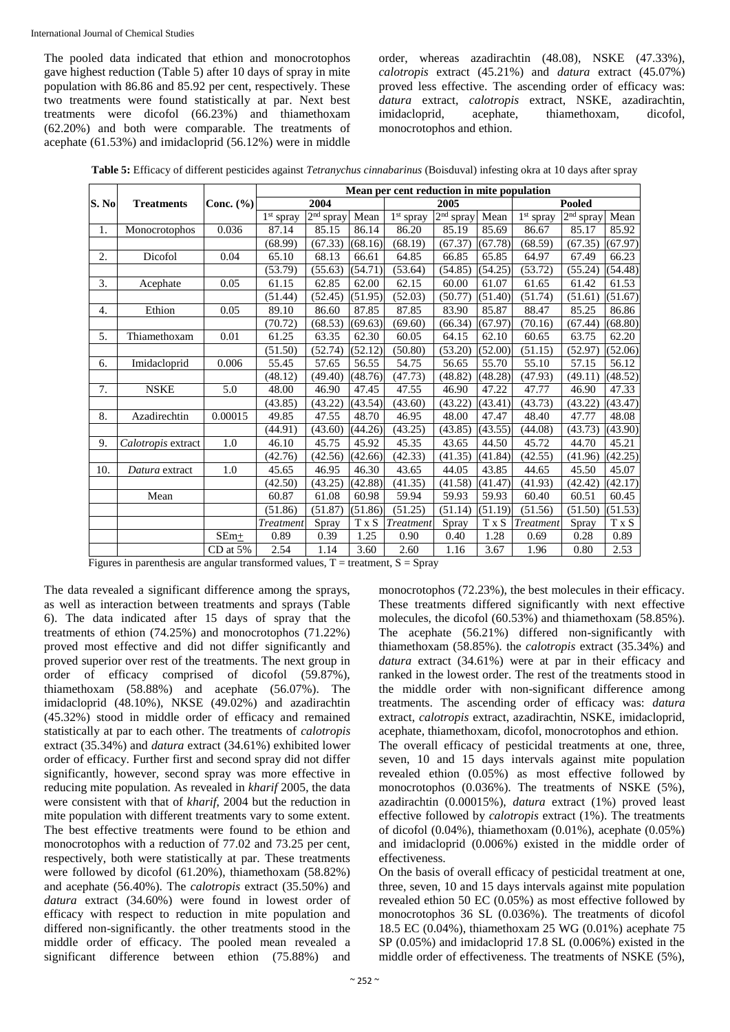The pooled data indicated that ethion and monocrotophos gave highest reduction (Table 5) after 10 days of spray in mite population with 86.86 and 85.92 per cent, respectively. These two treatments were found statistically at par. Next best treatments were dicofol (66.23%) and thiamethoxam (62.20%) and both were comparable. The treatments of acephate (61.53%) and imidacloprid (56.12%) were in middle order, whereas azadirachtin (48.08), NSKE (47.33%), *calotropis* extract (45.21%) and *datura* extract (45.07%) proved less effective. The ascending order of efficacy was: *datura* extract, *calotropis* extract, NSKE, azadirachtin, imidacloprid, acephate, thiamethoxam, dicofol, monocrotophos and ethion.

**Table 5:** Efficacy of different pesticides against *Tetranychus cinnabarinus* (Boisduval) infesting okra at 10 days after spray

| S. No | Treatments | Conc. (%) | Mean per cent reduction in mite population | | | | | | | | |
|---|---|---|---|---|---|---|---|---|---|---|---|
| | | | 2004 | | | 2005 | | | Pooled | | |
| | | | 1st spray | 2nd spray | Mean | 1st spray | 2nd spray | Mean | 1st spray | 2nd spray | Mean |
| 1. | Monocrotophos | 0.036 | 87.14 | 85.15 | 86.14 | 86.20 | 85.19 | 85.69 | 86.67 | 85.17 | 85.92 |
| | | | (68.99) | (67.33) | (68.16) | (68.19) | (67.37) | (67.78) | (68.59) | (67.35) | (67.97) |
| 2. | Dicofol | 0.04 | 65.10 | 68.13 | 66.61 | 64.85 | 66.85 | 65.85 | 64.97 | 67.49 | 66.23 |
| | | | (53.79) | (55.63) | (54.71) | (53.64) | (54.85) | (54.25) | (53.72) | (55.24) | (54.48) |
| 3. | Acephate | 0.05 | 61.15 | 62.85 | 62.00 | 62.15 | 60.00 | 61.07 | 61.65 | 61.42 | 61.53 |
| | | | (51.44) | (52.45) | (51.95) | (52.03) | (50.77) | (51.40) | (51.74) | (51.61) | (51.67) |
| 4. | Ethion | 0.05 | 89.10 | 86.60 | 87.85 | 87.85 | 83.90 | 85.87 | 88.47 | 85.25 | 86.86 |
| | | | (70.72) | (68.53) | (69.63) | (69.60) | (66.34) | (67.97) | (70.16) | (67.44) | (68.80) |
| 5. | Thiamethoxam | 0.01 | 61.25 | 63.35 | 62.30 | 60.05 | 64.15 | 62.10 | 60.65 | 63.75 | 62.20 |
| | | | (51.50) | (52.74) | (52.12) | (50.80) | (53.20) | (52.00) | (51.15) | (52.97) | (52.06) |
| 6. | Imidacloprid | 0.006 | 55.45 | 57.65 | 56.55 | 54.75 | 56.65 | 55.70 | 55.10 | 57.15 | 56.12 |
| | | | (48.12) | (49.40) | (48.76) | (47.73) | (48.82) | (48.28) | (47.93) | (49.11) | (48.52) |
| 7. | NSKE | 5.0 | 48.00 | 46.90 | 47.45 | 47.55 | 46.90 | 47.22 | 47.77 | 46.90 | 47.33 |
| | | | (43.85) | (43.22) | (43.54) | (43.60) | (43.22) | (43.41) | (43.73) | (43.22) | (43.47) |
| 8. | Azadirechtin | 0.00015 | 49.85 | 47.55 | 48.70 | 46.95 | 48.00 | 47.47 | 48.40 | 47.77 | 48.08 |
| | | | (44.91) | (43.60) | (44.26) | (43.25) | (43.85) | (43.55) | (44.08) | (43.73) | (43.90) |
| 9. | *Calotropis* extract | 1.0 | 46.10 | 45.75 | 45.92 | 45.35 | 43.65 | 44.50 | 45.72 | 44.70 | 45.21 |
| | | | (42.76) | (42.56) | (42.66) | (42.33) | (41.35) | (41.84) | (42.55) | (41.96) | (42.25) |
| 10. | *Datura* extract | 1.0 | 45.65 | 46.95 | 46.30 | 43.65 | 44.05 | 43.85 | 44.65 | 45.50 | 45.07 |
| | | | (42.50) | (43.25) | (42.88) | (41.35) | (41.58) | (41.47) | (41.93) | (42.42) | (42.17) |
| | Mean | | 60.87 | 61.08 | 60.98 | 59.94 | 59.93 | 59.93 | 60.40 | 60.51 | 60.45 |
| | | | (51.86) | (51.87) | (51.86) | (51.25) | (51.14) | (51.19) | (51.56) | (51.50) | (51.53) |
| | | | *Treatment* | Spray | T x S | *Treatment* | Spray | T x S | *Treatment* | Spray | T x S |
| | | SEm± | 0.89 | 0.39 | 1.25 | 0.90 | 0.40 | 1.28 | 0.69 | 0.28 | 0.89 |
| | | CD at 5% | 2.54 | 1.14 | 3.60 | 2.60 | 1.16 | 3.67 | 1.96 | 0.80 | 2.53 |

Figures in parenthesis are angular transformed values, T = treatment, S = Spray

The data revealed a significant difference among the sprays, as well as interaction between treatments and sprays (Table 6). The data indicated after 15 days of spray that the treatments of ethion (74.25%) and monocrotophos (71.22%) proved most effective and did not differ significantly and proved superior over rest of the treatments. The next group in order of efficacy comprised of dicofol (59.87%), thiamethoxam (58.88%) and acephate (56.07%). The imidacloprid (48.10%), NKSE (49.02%) and azadirachtin (45.32%) stood in middle order of efficacy and remained statistically at par to each other. The treatments of *calotropis* extract (35.34%) and *datura* extract (34.61%) exhibited lower order of efficacy. Further first and second spray did not differ significantly, however, second spray was more effective in reducing mite population. As revealed in *kharif* 2005, the data were consistent with that of *kharif*, 2004 but the reduction in mite population with different treatments vary to some extent. The best effective treatments were found to be ethion and monocrotophos with a reduction of 77.02 and 73.25 per cent, respectively, both were statistically at par. These treatments were followed by dicofol (61.20%), thiamethoxam (58.82%) and acephate (56.40%). The *calotropis* extract (35.50%) and *datura* extract (34.60%) were found in lowest order of efficacy with respect to reduction in mite population and differed non-significantly. the other treatments stood in the middle order of efficacy. The pooled mean revealed a significant difference between ethion (75.88%) and monocrotophos (72.23%), the best molecules in their efficacy. These treatments differed significantly with next effective molecules, the dicofol (60.53%) and thiamethoxam (58.85%). The acephate (56.21%) differed non-significantly with thiamethoxam (58.85%). the *calotropis* extract (35.34%) and *datura* extract (34.61%) were at par in their efficacy and ranked in the lowest order. The rest of the treatments stood in the middle order with non-significant difference among treatments. The ascending order of efficacy was: *datura* extract, *calotropis* extract, azadirachtin, NSKE, imidacloprid, acephate, thiamethoxam, dicofol, monocrotophos and ethion.

The overall efficacy of pesticidal treatments at one, three, seven, 10 and 15 days intervals against mite population revealed ethion (0.05%) as most effective followed by monocrotophos (0.036%). The treatments of NSKE (5%), azadirachtin (0.00015%), *datura* extract (1%) proved least effective followed by *calotropis* extract (1%). The treatments of dicofol (0.04%), thiamethoxam (0.01%), acephate (0.05%) and imidacloprid (0.006%) existed in the middle order of effectiveness.

On the basis of overall efficacy of pesticidal treatment at one, three, seven, 10 and 15 days intervals against mite population revealed ethion 50 EC (0.05%) as most effective followed by monocrotophos 36 SL (0.036%). The treatments of dicofol 18.5 EC (0.04%), thiamethoxam 25 WG (0.01%) acephate 75 SP (0.05%) and imidacloprid 17.8 SL (0.006%) existed in the middle order of effectiveness. The treatments of NSKE (5%),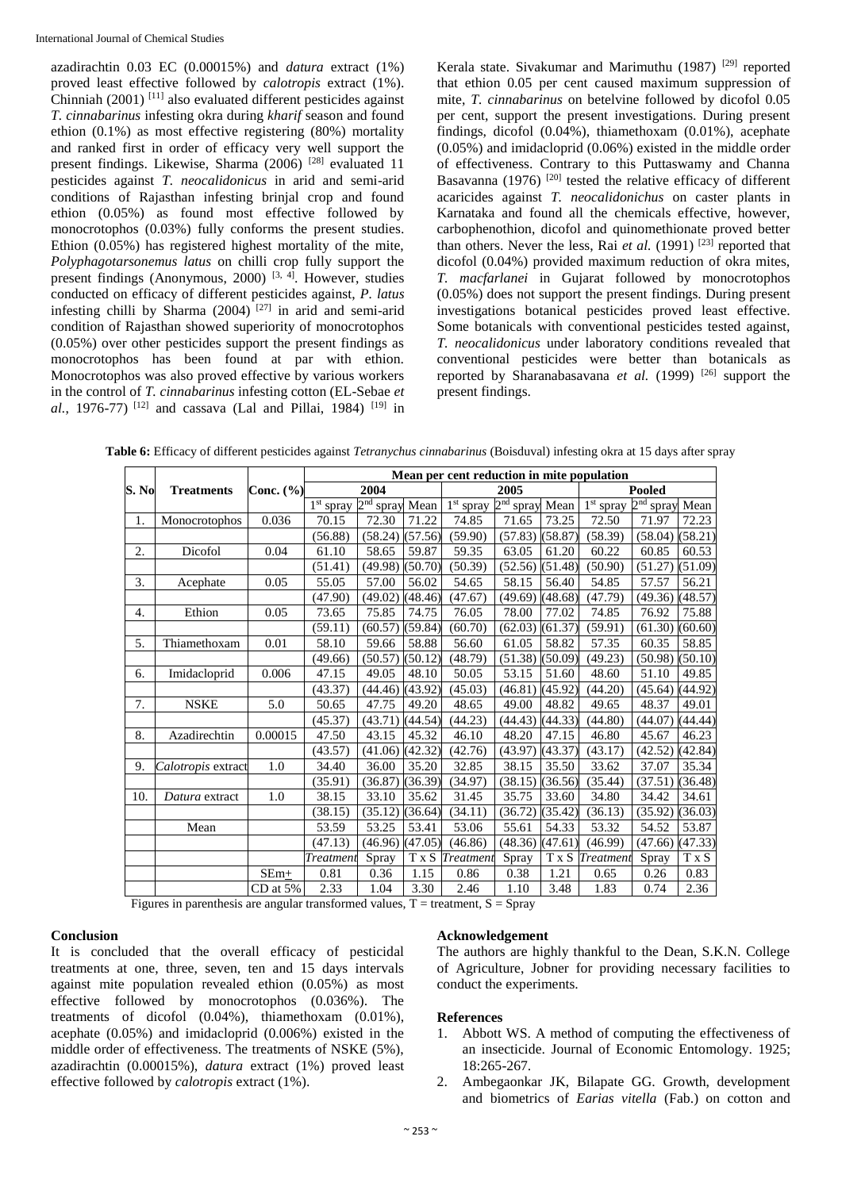azadirachtin 0.03 EC (0.00015%) and *datura* extract (1%) proved least effective followed by *calotropis* extract (1%). Chinniah (2001) [11] also evaluated different pesticides against *T. cinnabarinus* infesting okra during *kharif* season and found ethion (0.1%) as most effective registering (80%) mortality and ranked first in order of efficacy very well support the present findings. Likewise, Sharma (2006) [28] evaluated 11 pesticides against *T. neocalidonicus* in arid and semi-arid conditions of Rajasthan infesting brinjal crop and found ethion (0.05%) as found most effective followed by monocrotophos (0.03%) fully conforms the present studies. Ethion (0.05%) has registered highest mortality of the mite, *Polyphagotarsonemus latus* on chilli crop fully support the present findings (Anonymous, 2000) [3, 4]. However, studies conducted on efficacy of different pesticides against, *P. latus* infesting chilli by Sharma (2004) [27] in arid and semi-arid condition of Rajasthan showed superiority of monocrotophos (0.05%) over other pesticides support the present findings as monocrotophos has been found at par with ethion. Monocrotophos was also proved effective by various workers in the control of *T. cinnabarinus* infesting cotton (EL-Sebae *et al.*, 1976-77) [12] and cassava (Lal and Pillai, 1984) [19] in Kerala state. Sivakumar and Marimuthu (1987) [29] reported that ethion 0.05 per cent caused maximum suppression of mite, *T. cinnabarinus* on betelvine followed by dicofol 0.05 per cent, support the present investigations. During present findings, dicofol (0.04%), thiamethoxam (0.01%), acephate (0.05%) and imidacloprid (0.06%) existed in the middle order of effectiveness. Contrary to this Puttaswamy and Channa Basavanna (1976) [20] tested the relative efficacy of different acaricides against *T. neocalidonichus* on caster plants in Karnataka and found all the chemicals effective, however, carbophenothion, dicofol and quinomethionate proved better than others. Never the less, Rai *et al.* (1991) [23] reported that dicofol (0.04%) provided maximum reduction of okra mites, *T. macfarlanei* in Gujarat followed by monocrotophos (0.05%) does not support the present findings. During present investigations botanical pesticides proved least effective. Some botanicals with conventional pesticides tested against, *T. neocalidonicus* under laboratory conditions revealed that conventional pesticides were better than botanicals as reported by Sharanabasavana *et al.* (1999) [26] support the present findings.

**Table 6:** Efficacy of different pesticides against *Tetranychus cinnabarinus* (Boisduval) infesting okra at 15 days after spray

| S. No | Treatments | Conc. (%) | Mean per cent reduction in mite population | | | | | | | | |
|---|---|---|---|---|---|---|---|---|---|---|---|
| | | | 2004 | | | 2005 | | | Pooled | | |
| | | | 1st spray | 2nd spray | Mean | 1st spray | 2nd spray | Mean | 1st spray | 2nd spray | Mean |
| 1. | Monocrotophos | 0.036 | 70.15 | 72.30 | 71.22 | 74.85 | 71.65 | 73.25 | 72.50 | 71.97 | 72.23 |
| | | | (56.88) | (58.24) | (57.56) | (59.90) | (57.83) | (58.87) | (58.39) | (58.04) | (58.21) |
| 2. | Dicofol | 0.04 | 61.10 | 58.65 | 59.87 | 59.35 | 63.05 | 61.20 | 60.22 | 60.85 | 60.53 |
| | | | (51.41) | (49.98) | (50.70) | (50.39) | (52.56) | (51.48) | (50.90) | (51.27) | (51.09) |
| 3. | Acephate | 0.05 | 55.05 | 57.00 | 56.02 | 54.65 | 58.15 | 56.40 | 54.85 | 57.57 | 56.21 |
| | | | (47.90) | (49.02) | (48.46) | (47.67) | (49.69) | (48.68) | (47.79) | (49.36) | (48.57) |
| 4. | Ethion | 0.05 | 73.65 | 75.85 | 74.75 | 76.05 | 78.00 | 77.02 | 74.85 | 76.92 | 75.88 |
| | | | (59.11) | (60.57) | (59.84) | (60.70) | (62.03) | (61.37) | (59.91) | (61.30) | (60.60) |
| 5. | Thiamethoxam | 0.01 | 58.10 | 59.66 | 58.88 | 56.60 | 61.05 | 58.82 | 57.35 | 60.35 | 58.85 |
| | | | (49.66) | (50.57) | (50.12) | (48.79) | (51.38) | (50.09) | (49.23) | (50.98) | (50.10) |
| 6. | Imidacloprid | 0.006 | 47.15 | 49.05 | 48.10 | 50.05 | 53.15 | 51.60 | 48.60 | 51.10 | 49.85 |
| | | | (43.37) | (44.46) | (43.92) | (45.03) | (46.81) | (45.92) | (44.20) | (45.64) | (44.92) |
| 7. | NSKE | 5.0 | 50.65 | 47.75 | 49.20 | 48.65 | 49.00 | 48.82 | 49.65 | 48.37 | 49.01 |
| | | | (45.37) | (43.71) | (44.54) | (44.23) | (44.43) | (44.33) | (44.80) | (44.07) | (44.44) |
| 8. | Azadirechtin | 0.00015 | 47.50 | 43.15 | 45.32 | 46.10 | 48.20 | 47.15 | 46.80 | 45.67 | 46.23 |
| | | | (43.57) | (41.06) | (42.32) | (42.76) | (43.97) | (43.37) | (43.17) | (42.52) | (42.84) |
| 9. | *Calotropis* extract | 1.0 | 34.40 | 36.00 | 35.20 | 32.85 | 38.15 | 35.50 | 33.62 | 37.07 | 35.34 |
| | | | (35.91) | (36.87) | (36.39) | (34.97) | (38.15) | (36.56) | (35.44) | (37.51) | (36.48) |
| 10. | *Datura* extract | 1.0 | 38.15 | 33.10 | 35.62 | 31.45 | 35.75 | 33.60 | 34.80 | 34.42 | 34.61 |
| | | | (38.15) | (35.12) | (36.64) | (34.11) | (36.72) | (35.42) | (36.13) | (35.92) | (36.03) |
| | Mean | | 53.59 | 53.25 | 53.41 | 53.06 | 55.61 | 54.33 | 53.32 | 54.52 | 53.87 |
| | | | (47.13) | (46.96) | (47.05) | (46.86) | (48.36) | (47.61) | (46.99) | (47.66) | (47.33) |
| | | | *Treatment* | Spray | T x S | *Treatment* | Spray | T x S | *Treatment* | Spray | T x S |
| | | SEm± | 0.81 | 0.36 | 1.15 | 0.86 | 0.38 | 1.21 | 0.65 | 0.26 | 0.83 |
| | | CD at 5% | 2.33 | 1.04 | 3.30 | 2.46 | 1.10 | 3.48 | 1.83 | 0.74 | 2.36 |

Figures in parenthesis are angular transformed values, T = treatment, S = Spray

## Conclusion

It is concluded that the overall efficacy of pesticidal treatments at one, three, seven, ten and 15 days intervals against mite population revealed ethion (0.05%) as most effective followed by monocrotophos (0.036%). The treatments of dicofol (0.04%), thiamethoxam (0.01%), acephate (0.05%) and imidacloprid (0.006%) existed in the middle order of effectiveness. The treatments of NSKE (5%), azadirachtin (0.00015%), *datura* extract (1%) proved least effective followed by *calotropis* extract (1%).

## Acknowledgement

The authors are highly thankful to the Dean, S.K.N. College of Agriculture, Jobner for providing necessary facilities to conduct the experiments.

## References

1. Abbott WS. A method of computing the effectiveness of an insecticide. Journal of Economic Entomology. 1925; 18:265-267.
2. Ambegaonkar JK, Bilapate GG. Growth, development and biometrics of *Earias vitella* (Fab.) on cotton and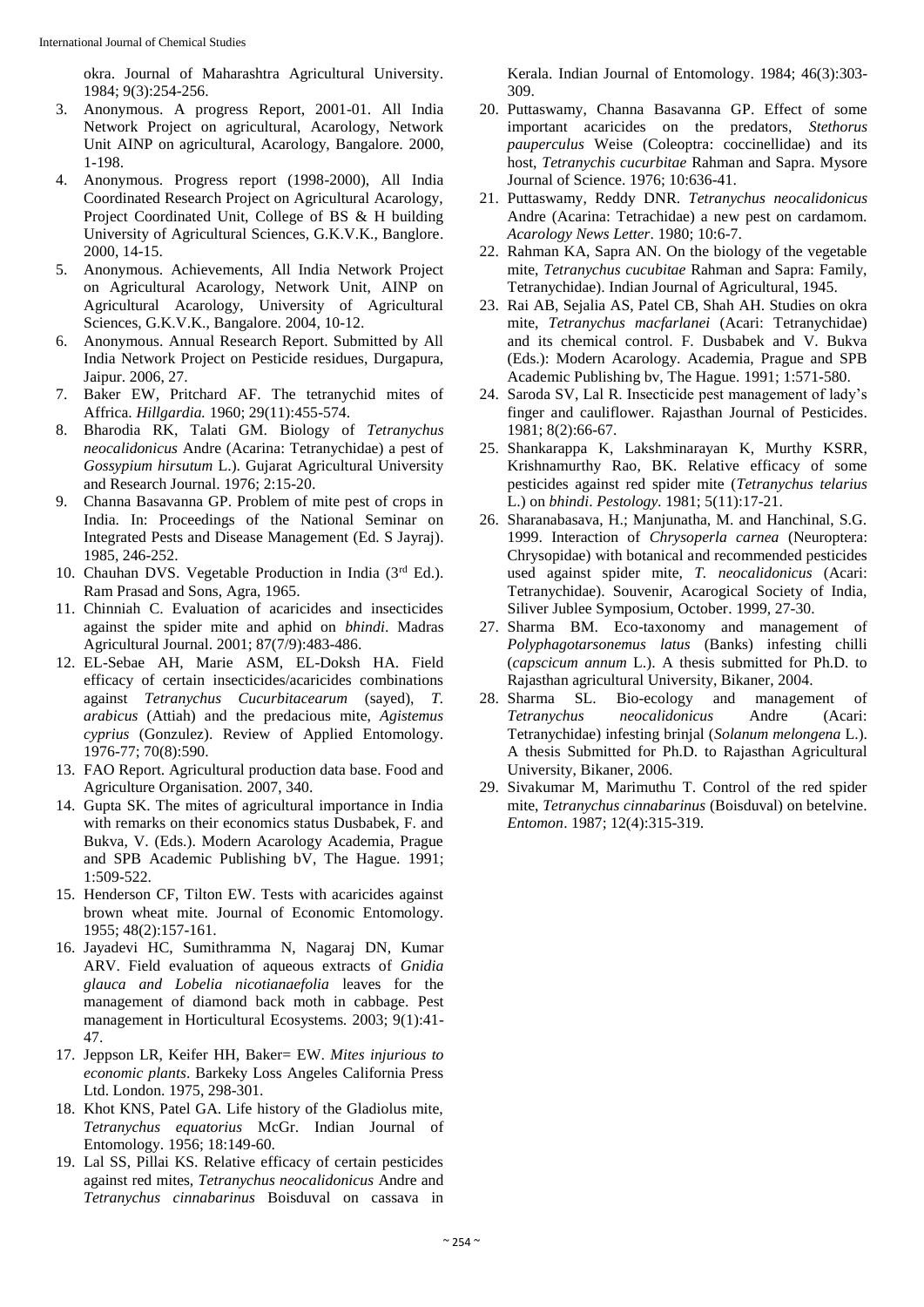okra. Journal of Maharashtra Agricultural University. 1984; 9(3):254-256.

3. Anonymous. A progress Report, 2001-01. All India Network Project on agricultural, Acarology, Network Unit AINP on agricultural, Acarology, Bangalore. 2000, 1-198.
4. Anonymous. Progress report (1998-2000), All India Coordinated Research Project on Agricultural Acarology, Project Coordinated Unit, College of BS & H building University of Agricultural Sciences, G.K.V.K., Banglore. 2000, 14-15.
5. Anonymous. Achievements, All India Network Project on Agricultural Acarology, Network Unit, AINP on Agricultural Acarology, University of Agricultural Sciences, G.K.V.K., Bangalore. 2004, 10-12.
6. Anonymous. Annual Research Report. Submitted by All India Network Project on Pesticide residues, Durgapura, Jaipur. 2006, 27.
7. Baker EW, Pritchard AF. The tetranychid mites of Affrica. *Hillgardia.* 1960; 29(11):455-574.
8. Bharodia RK, Talati GM. Biology of *Tetranychus neocalidonicus* Andre (Acarina: Tetranychidae) a pest of *Gossypium hirsutum* L.). Gujarat Agricultural University and Research Journal. 1976; 2:15-20.
9. Channa Basavanna GP. Problem of mite pest of crops in India. In: Proceedings of the National Seminar on Integrated Pests and Disease Management (Ed. S Jayraj). 1985, 246-252.
10. Chauhan DVS. Vegetable Production in India (3rd Ed.). Ram Prasad and Sons, Agra, 1965.
11. Chinniah C. Evaluation of acaricides and insecticides against the spider mite and aphid on *bhindi*. Madras Agricultural Journal. 2001; 87(7/9):483-486.
12. EL-Sebae AH, Marie ASM, EL-Doksh HA. Field efficacy of certain insecticides/acaricides combinations against *Tetranychus Cucurbitacearum* (sayed), *T. arabicus* (Attiah) and the predacious mite, *Agistemus cyprius* (Gonzulez). Review of Applied Entomology. 1976-77; 70(8):590.
13. FAO Report. Agricultural production data base. Food and Agriculture Organisation. 2007, 340.
14. Gupta SK. The mites of agricultural importance in India with remarks on their economics status Dusbabek, F. and Bukva, V. (Eds.). Modern Acarology Academia, Prague and SPB Academic Publishing bV, The Hague. 1991; 1:509-522.
15. Henderson CF, Tilton EW. Tests with acaricides against brown wheat mite. Journal of Economic Entomology. 1955; 48(2):157-161.
16. Jayadevi HC, Sumithramma N, Nagaraj DN, Kumar ARV. Field evaluation of aqueous extracts of *Gnidia glauca and Lobelia nicotianaefolia* leaves for the management of diamond back moth in cabbage. Pest management in Horticultural Ecosystems. 2003; 9(1):41-47.
17. Jeppson LR, Keifer HH, Baker= EW. *Mites injurious to economic plants*. Barkeky Loss Angeles California Press Ltd. London. 1975, 298-301.
18. Khot KNS, Patel GA. Life history of the Gladiolus mite, *Tetranychus equatorius* McGr. Indian Journal of Entomology. 1956; 18:149-60.
19. Lal SS, Pillai KS. Relative efficacy of certain pesticides against red mites, *Tetranychus neocalidonicus* Andre and *Tetranychus cinnabarinus* Boisduval on cassava in Kerala. Indian Journal of Entomology. 1984; 46(3):303-309.
20. Puttaswamy, Channa Basavanna GP. Effect of some important acaricides on the predators, *Stethorus pauperculus* Weise (Coleoptra: coccinellidae) and its host, *Tetranychis cucurbitae* Rahman and Sapra. Mysore Journal of Science. 1976; 10:636-41.
21. Puttaswamy, Reddy DNR. *Tetranychus neocalidonicus* Andre (Acarina: Tetrachidae) a new pest on cardamom. *Acarology News Letter*. 1980; 10:6-7.
22. Rahman KA, Sapra AN. On the biology of the vegetable mite, *Tetranychus cucubitae* Rahman and Sapra: Family, Tetranychidae). Indian Journal of Agricultural, 1945.
23. Rai AB, Sejalia AS, Patel CB, Shah AH. Studies on okra mite, *Tetranychus macfarlanei* (Acari: Tetranychidae) and its chemical control. F. Dusbabek and V. Bukva (Eds.): Modern Acarology. Academia, Prague and SPB Academic Publishing bv, The Hague. 1991; 1:571-580.
24. Saroda SV, Lal R. Insecticide pest management of lady's finger and cauliflower. Rajasthan Journal of Pesticides. 1981; 8(2):66-67.
25. Shankarappa K, Lakshminarayan K, Murthy KSRR, Krishnamurthy Rao, BK. Relative efficacy of some pesticides against red spider mite (*Tetranychus telarius* L.) on *bhindi*. *Pestology.* 1981; 5(11):17-21.
26. Sharanabasava, H.; Manjunatha, M. and Hanchinal, S.G. 1999. Interaction of *Chrysoperla carnea* (Neuroptera: Chrysopidae) with botanical and recommended pesticides used against spider mite, *T. neocalidonicus* (Acari: Tetranychidae). Souvenir, Acarogical Society of India, Siliver Jublee Symposium, October. 1999, 27-30.
27. Sharma BM. Eco-taxonomy and management of *Polyphagotarsonemus latus* (Banks) infesting chilli (*capscicum annum* L.). A thesis submitted for Ph.D. to Rajasthan agricultural University, Bikaner, 2004.
28. Sharma SL. Bio-ecology and management of *Tetranychus neocalidonicus* Andre (Acari: Tetranychidae) infesting brinjal (*Solanum melongena* L.). A thesis Submitted for Ph.D. to Rajasthan Agricultural University, Bikaner, 2006.
29. Sivakumar M, Marimuthu T. Control of the red spider mite, *Tetranychus cinnabarinus* (Boisduval) on betelvine. *Entomon*. 1987; 12(4):315-319.